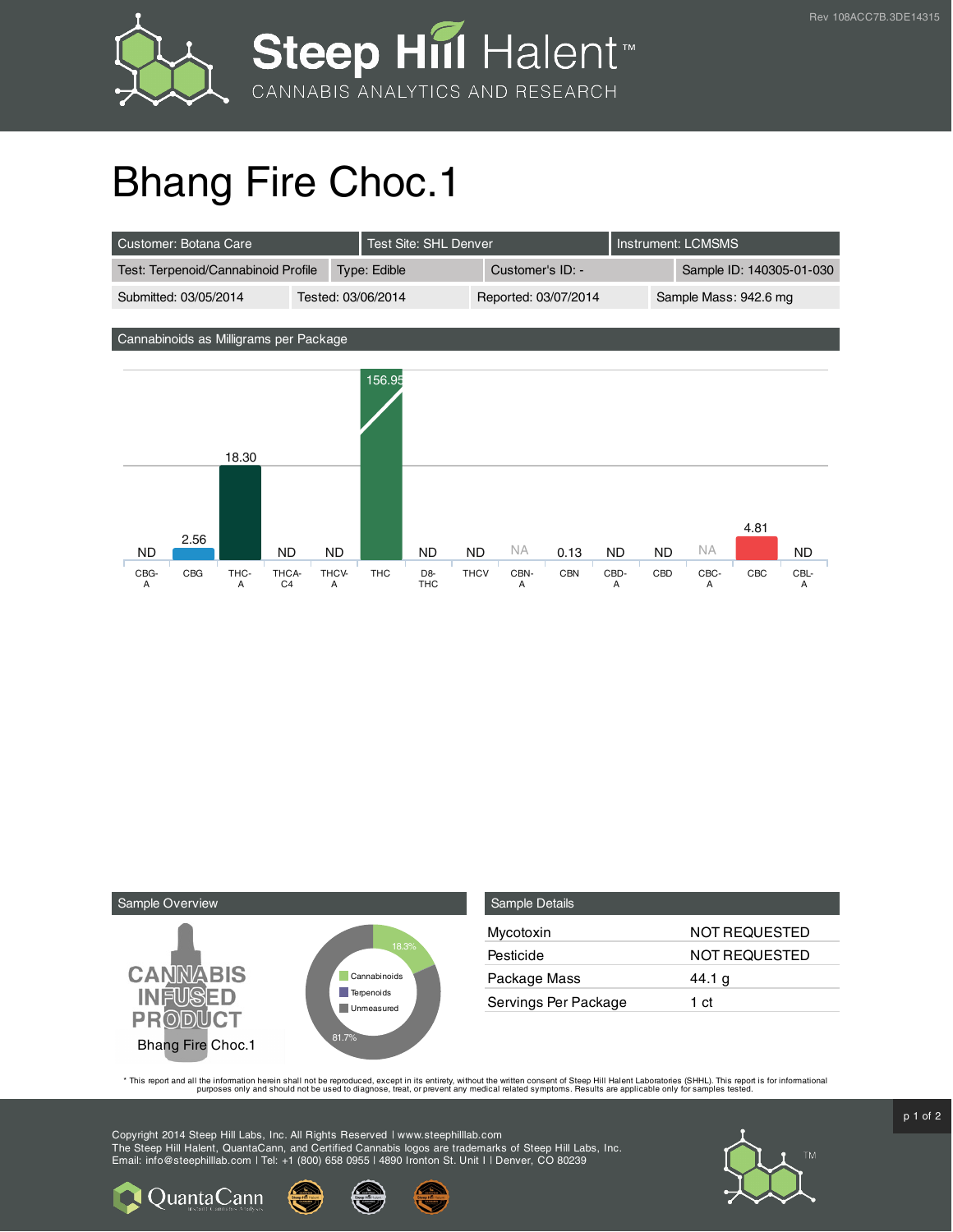Rev 108ACC7B.3DE14315

# Bhang Fire Choc.1

| Customer: Botana Care | Test Site: SHL Denver | Instrument: LCMSMS |
|---|---|---|

| Test: Terpenoid/Cannabinoid Profile | Type: Edible | Customer's ID: - | Sample ID: 140305-01-030 |
|---|---|---|---|
| Submitted: 03/05/2014 | Tested: 03/06/2014 | Reported: 03/07/2014 | Sample Mass: 942.6 mg |

## Cannabinoids as Milligrams per Package

| CBG-A | CBG | THC-A | THCA-C4 | THCV-A | THC | D8-THC | THCV | CBN-A | CBN | CBD-A | CBD | CBC-A | CBC | CBL-A |
|---|---|---|---|---|---|---|---|---|---|---|---|---|---|---|
| ND | 2.56 | 18.30 | ND | ND | 156.95 | ND | ND | NA | 0.13 | ND | ND | NA | 4.81 | ND |

## Sample Overview

CANNABIS INFUSED PRODUCT

Bhang Fire Choc.1

- Cannabinoids: 18.3%
- Terpenoids
- Unmeasured: 81.7%

## Sample Details

| | |
|---|---|
| Mycotoxin | NOT REQUESTED |
| Pesticide | NOT REQUESTED |
| Package Mass | 44.1 g |
| Servings Per Package | 1 ct |

* This report and all the information herein shall not be reproduced, except in its entirety, without the written consent of Steep Hill Halent Laboratories (SHHL). This report is for informational purposes only and should not be used to diagnose, treat, or prevent any medical related symptoms. Results are applicable only for samples tested.

Copyright 2014 Steep Hill Labs, Inc. All Rights Reserved | www.steephilllab.com
The Steep Hill Halent, QuantaCann, and Certified Cannabis logos are trademarks of Steep Hill Labs, Inc.
Email: info@steephilllab.com | Tel: +1 (800) 658 0955 | 4890 Ironton St. Unit I | Denver, CO 80239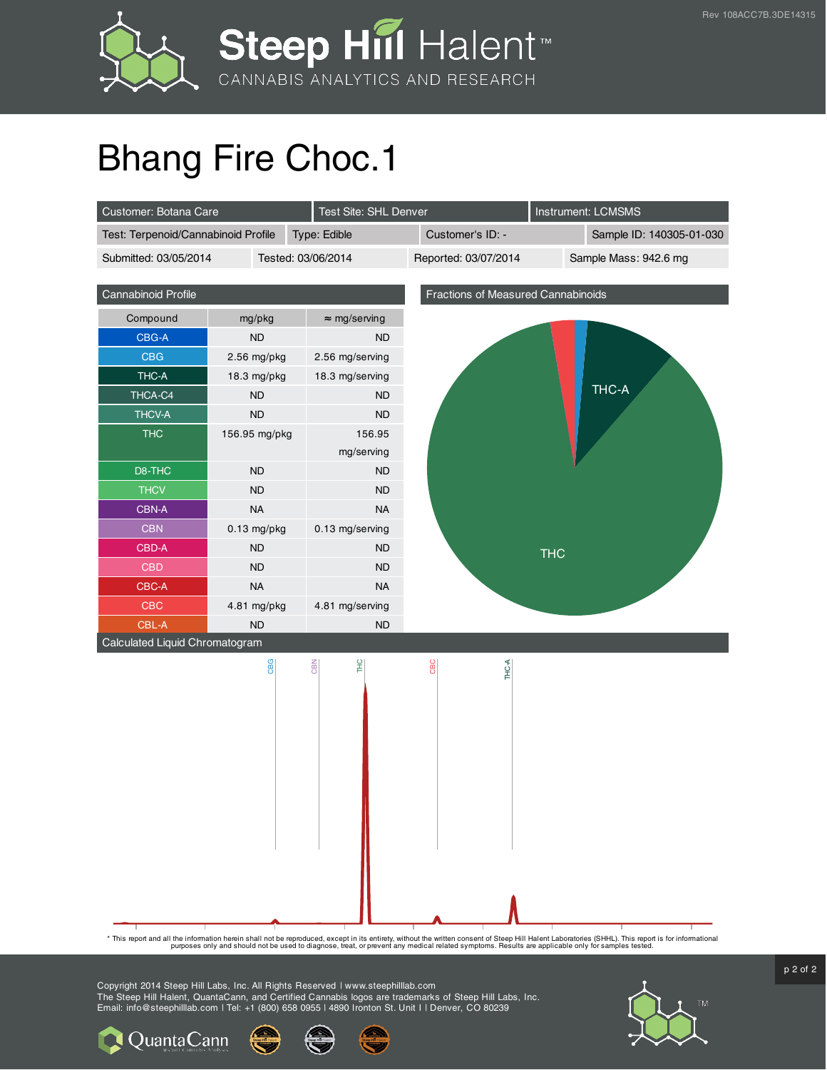# Bhang Fire Choc.1

| | | |
|---|---|---|
| Customer: Botana Care | Test Site: SHL Denver | Instrument: LCMSMS |

| | | | |
|---|---|---|---|
| Test: Terpenoid/Cannabinoid Profile | Type: Edible | Customer's ID: - | Sample ID: 140305-01-030 |
| Submitted: 03/05/2014 | Tested: 03/06/2014 | Reported: 03/07/2014 | Sample Mass: 942.6 mg |

## Cannabinoid Profile

| Compound | mg/pkg | ≈ mg/serving |
|---|---|---|
| CBG-A | ND | ND |
| CBG | 2.56 mg/pkg | 2.56 mg/serving |
| THC-A | 18.3 mg/pkg | 18.3 mg/serving |
| THCA-C4 | ND | ND |
| THCV-A | ND | ND |
| THC | 156.95 mg/pkg | 156.95 mg/serving |
| D8-THC | ND | ND |
| THCV | ND | ND |
| CBN-A | NA | NA |
| CBN | 0.13 mg/pkg | 0.13 mg/serving |
| CBD-A | ND | ND |
| CBD | ND | ND |
| CBC-A | NA | NA |
| CBC | 4.81 mg/pkg | 4.81 mg/serving |
| CBL-A | ND | ND |

## Fractions of Measured Cannabinoids

THC-A
THC

## Calculated Liquid Chromatogram

CBG
CBN
THC
CBC
THC-A

* This report and all the information herein shall not be reproduced, except in its entirety, without the written consent of Steep Hill Halent Laboratories (SHHL). This report is for informational purposes only and should not be used to diagnose, treat, or prevent any medical related symptoms. Results are applicable only for samples tested.

Copyright 2014 Steep Hill Labs, Inc. All Rights Reserved | www.steephilllab.com
The Steep Hill Halent, QuantaCann, and Certified Cannabis logos are trademarks of Steep Hill Labs, Inc.
Email: info@steephilllab.com | Tel: +1 (800) 658 0955 | 4890 Ironton St. Unit I | Denver, CO 80239